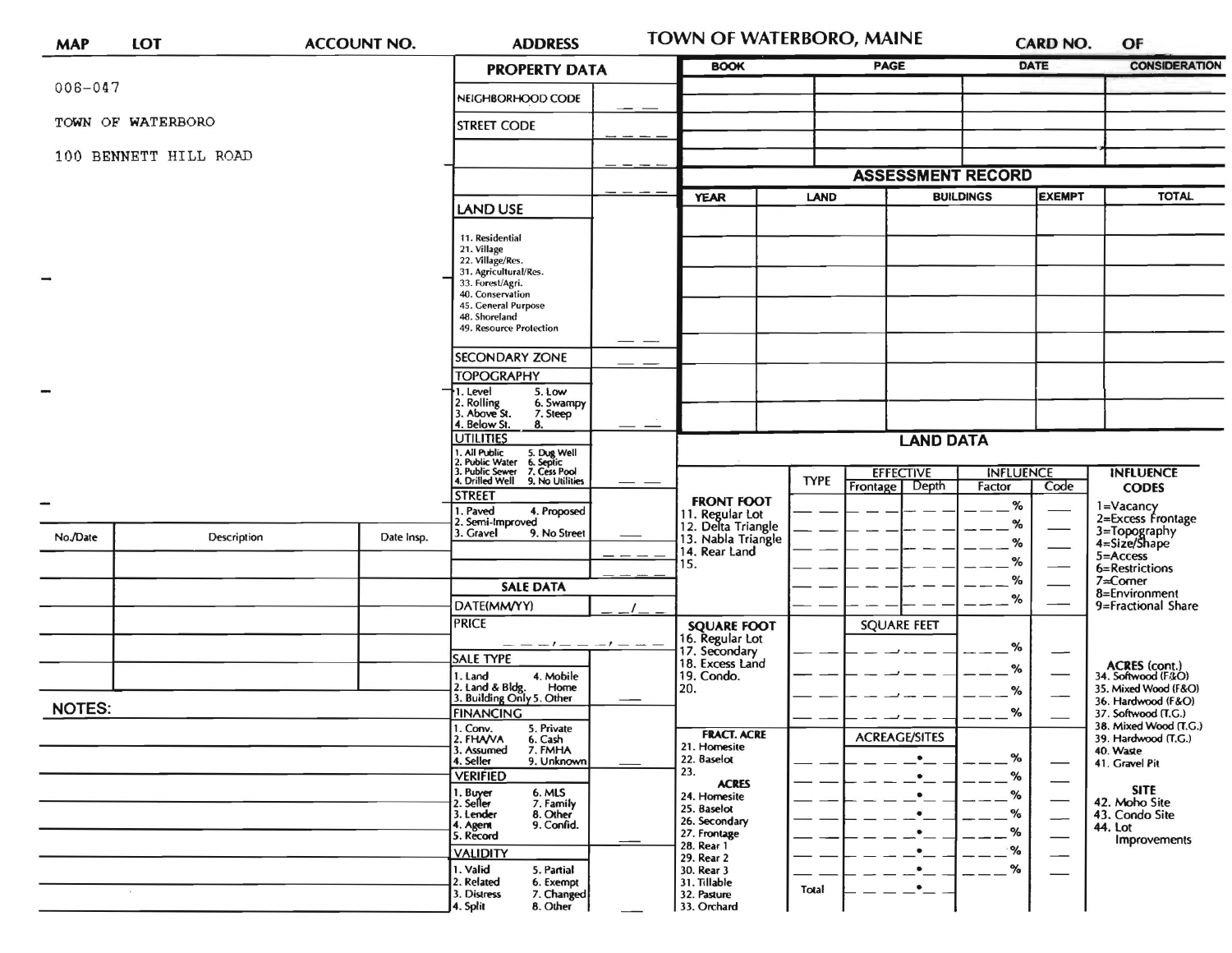# TOWN OF WATERBORO, MAINE

| MAP | LOT | ACCOUNT NO. | ADDRESS | CARD NO. | OF |
|---|---|---|---|---|---|

006-047

TOWN OF WATERBORO

100 BENNETT HILL ROAD

## PROPERTY DATA

| Field | Value |
|---|---|
| NEIGHBORHOOD CODE | |
| STREET CODE | |
| | |
| | |

**LAND USE**

11. Residential
21. Village
22. Village/Res.
31. Agricultural/Res.
33. Forest/Agri.
40. Conservation
45. General Purpose
48. Shoreland
49. Resource Protection

**SECONDARY ZONE**

**TOPOGRAPHY**

1. Level
2. Rolling
3. Above St.
4. Below St.
5. Low
6. Swampy
7. Steep
8.

**UTILITIES**

1. All Public
2. Public Water
3. Public Sewer
4. Drilled Well
5. Dug Well
6. Septic
7. Cess Pool
9. No Utilities

**STREET**

1. Paved
2. Semi-Improved
3. Gravel
4. Proposed
9. No Street

## SALE DATA

DATE(MM/YY)

PRICE

**SALE TYPE**

1. Land
2. Land & Bldg.
3. Building Only
4. Mobile Home
5. Other

**FINANCING**

1. Conv.
2. FHA/VA
3. Assumed
4. Seller
5. Private
6. Cash
7. FMHA
9. Unknown

**VERIFIED**

1. Buyer
2. Seller
3. Lender
4. Agent
5. Record
6. MLS
7. Family
8. Other
9. Confid.

**VALIDITY**

1. Valid
2. Related
3. Distress
4. Split
5. Partial
6. Exempt
7. Changed
8. Other

| BOOK | PAGE | DATE | CONSIDERATION |
|---|---|---|---|
| | | | |
| | | | |
| | | | |
| | | | |

## ASSESSMENT RECORD

| YEAR | LAND | BUILDINGS | EXEMPT | TOTAL |
|---|---|---|---|---|
| | | | | |
| | | | | |
| | | | | |
| | | | | |
| | | | | |
| | | | | |
| | | | | |

## LAND DATA

| | TYPE | EFFECTIVE Frontage | EFFECTIVE Depth | INFLUENCE Factor | INFLUENCE Code |
|---|---|---|---|---|---|
| **FRONT FOOT** | | | | % | |
| 11. Regular Lot | | | | % | |
| 12. Delta Triangle | | | | % | |
| 13. Nabla Triangle | | | | % | |
| 14. Rear Land | | | | % | |
| 15. | | | | % | |

| **SQUARE FOOT** | TYPE | SQUARE FEET | INFLUENCE Factor | INFLUENCE Code |
|---|---|---|---|---|
| 16. Regular Lot | | | % | |
| 17. Secondary | | | % | |
| 18. Excess Land | | | % | |
| 19. Condo. | | | % | |
| 20. | | | | |

| **FRACT. ACRE** | TYPE | ACREAGE/SITES | INFLUENCE Factor | INFLUENCE Code |
|---|---|---|---|---|
| 21. Homesite | | . | % | |
| 22. Baselot | | . | % | |
| 23. | | . | % | |
| **ACRES** | | | | |
| 24. Homesite | | . | % | |
| 25. Baselot | | . | % | |
| 26. Secondary | | . | % | |
| 27. Frontage | | . | % | |
| 28. Rear 1 | | . | % | |
| 29. Rear 2 | | . | % | |
| 30. Rear 3 | | . | | |
| 31. Tillable | Total | . | | |
| 32. Pasture | | | | |
| 33. Orchard | | | | |

**INFLUENCE CODES**

1=Vacancy
2=Excess Frontage
3=Topography
4=Size/Shape
5=Access
6=Restrictions
7=Corner
8=Environment
9=Fractional Share

**ACRES (cont.)**

34. Softwood (F&O)
35. Mixed Wood (F&O)
36. Hardwood (F&O)
37. Softwood (T.G.)
38. Mixed Wood (T.G.)
39. Hardwood (T.G.)
40. Waste
41. Gravel Pit

**SITE**

42. Moho Site
43. Condo Site
44. Lot Improvements

| No./Date | Description | Date Insp. |
|---|---|---|
| | | |
| | | |
| | | |
| | | |
| | | |

**NOTES:**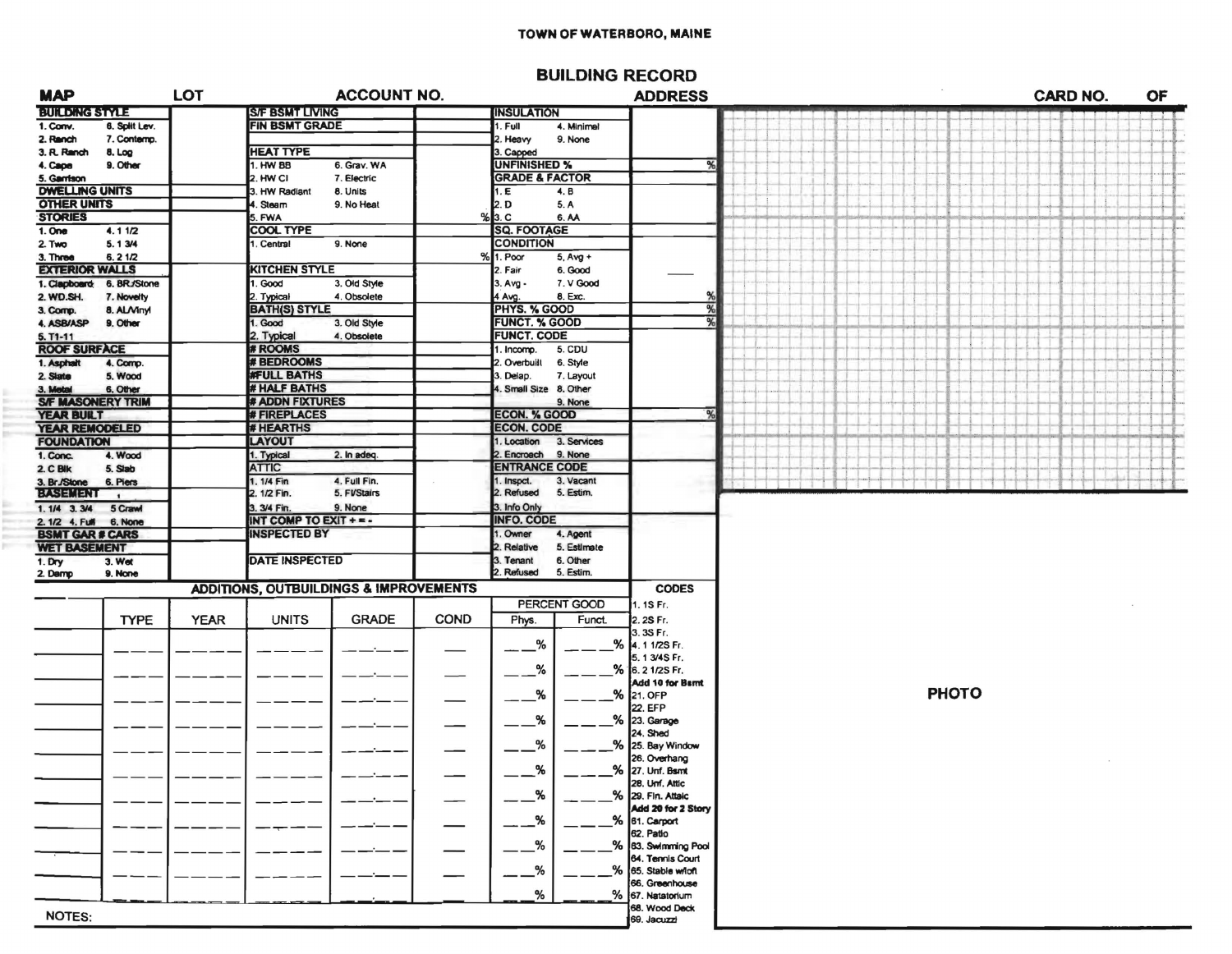**TOWN OF WATERBORO, MAINE**

## BUILDING RECORD

MAP | LOT | ACCOUNT NO. | ADDRESS | CARD NO. | OF

| | | | | | |
|---|---|---|---|---|---|
| **BUILDING STYLE** | | **S/F BSMT LIVING** | | **INSULATION** | |
| 1. Conv. 6. Split Lev. | | **FIN BSMT GRADE** | | 1. Full 4. Minimal | |
| 2. Ranch 7. Contemp. | | | | 2. Heavy 9. None | |
| 3. R. Ranch 8. Log | | **HEAT TYPE** | | 3. Capped | |
| 4. Cape 9. Other | | 1. HW BB 6. Grav. WA | | **UNFINISHED %** | % |
| 5. Garrison | | 2. HW CI 7. Electric | | **GRADE & FACTOR** | |
| **DWELLING UNITS** | | 3. HW Radiant 8. Units | | 1. E 4. B | |
| **OTHER UNITS** | | 4. Steam 9. No Heat | | 2. D 5. A | |
| **STORIES** | | 5. FWA | % | 3. C 6. AA | |
| 1. One 4. 1 1/2 | | **COOL TYPE** | | **SQ. FOOTAGE** | |
| 2. Two 5. 1 3/4 | | 1. Central 9. None | | **CONDITION** | |
| 3. Three 6. 2 1/2 | | | % | 1. Poor 5. Avg + | |
| **EXTERIOR WALLS** | | **KITCHEN STYLE** | | 2. Fair 6. Good | |
| 1. Clapboard 6. BR./Stone | | 1. Good 3. Old Style | | 3. Avg - 7. V Good | |
| 2. WD.SH. 7. Novelty | | 2. Typical 4. Obsolete | | 4 Avg. 8. Exc. | % |
| 3. Comp. 8. AL/Vinyl | | **BATH(S) STYLE** | | **PHYS. % GOOD** | % |
| 4. ASB/ASP 9. Other | | 1. Good 3. Old Style | | **FUNCT. % GOOD** | % |
| 5. T1-11 | | 2. Typical 4. Obsolete | | **FUNCT. CODE** | |
| **ROOF SURFACE** | | **# ROOMS** | | 1. Incomp. 5. CDU | |
| 1. Asphalt 4. Comp. | | **# BEDROOMS** | | 2. Overbuilt 6. Style | |
| 2. Slate 5. Wood | | **#FULL BATHS** | | 3. Delap. 7. Layout | |
| 3. Metal 6. Other | | **# HALF BATHS** | | 4. Small Size 8. Other | |
| **S/F MASONERY TRIM** | | **# ADDN FIXTURES** | | 9. None | |
| **YEAR BUILT** | | **# FIREPLACES** | | **ECON. % GOOD** | % |
| **YEAR REMODELED** | | **# HEARTHS** | | **ECON. CODE** | |
| **FOUNDATION** | | **LAYOUT** | | 1. Location 3. Services | |
| 1. Conc. 4. Wood | | 1. Typical 2. In adeq. | | 2. Encroach 9. None | |
| 2. C Blk 5. Slab | | **ATTIC** | | **ENTRANCE CODE** | |
| 3. Br./Stone 6. Piers | | 1. 1/4 Fin 4. Full Fin. | | 1. Inspct. 3. Vacant | |
| **BASEMENT** | | 2. 1/2 Fin. 5. Fl/Stairs | | 2. Refused 5. Estim. | |
| 1. 1/4 3. 3/4 5 Crawl | | 3. 3/4 Fin. 9. None | | 3. Info Only | |
| 2. 1/2 4. Full 6. None | | **INT COMP TO EXIT + = -** | | **INFO. CODE** | |
| **BSMT GAR # CARS** | | **INSPECTED BY** | | 1. Owner 4. Agent | |
| **WET BASEMENT** | | | | 2. Relative 5. Estimate | |
| 1. Dry 3. Wet | | **DATE INSPECTED** | | 3. Tenant 6. Other | |
| 2. Damp 9. None | | | | 2. Refused 5. Estim. | |

### ADDITIONS, OUTBUILDINGS & IMPROVEMENTS

| | TYPE | YEAR | UNITS | GRADE | COND | PERCENT GOOD Phys. | Funct. |
|---|---|---|---|---|---|---|---|
| | | | | | | % | % |
| | | | | | | % | % |
| | | | | | | % | % |
| | | | | | | % | % |
| | | | | | | % | % |
| | | | | | | % | % |
| | | | | | | % | % |
| | | | | | | % | % |
| | | | | | | % | % |
| | | | | | | % | % |
| | | | | | | % | % |

NOTES:

**CODES**

1. 1S Fr.
2. 2S Fr.
3. 3S Fr.
4. 1 1/2S Fr.
5. 1 3/4S Fr.
6. 2 1/2S Fr.

**Add 10 for Bsmt**

21. OFP
22. EFP
23. Garage
24. Shed
25. Bay Window
26. Overhang
27. Unf. Bsmt
28. Unf. Attic
29. Fin. Attaic

**Add 20 for 2 Story**

61. Carport
62. Patio
63. Swimming Pool
64. Tennis Court
65. Stable w/loft
66. Greenhouse
67. Natatorium
68. Wood Deck
69. Jacuzzi

**PHOTO**